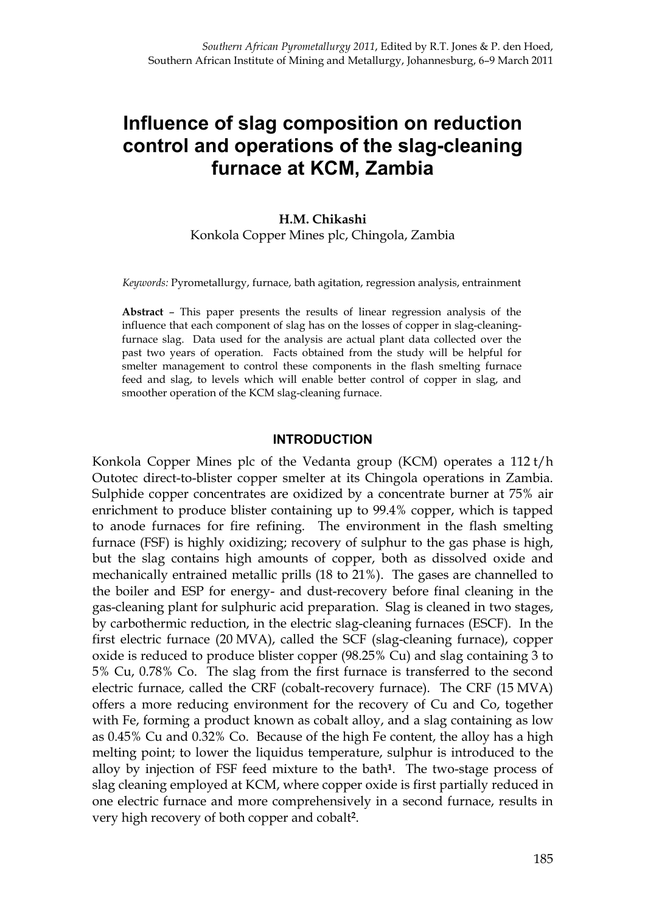# Influence of slag composition on reduction control and operations of the slag-cleaning furnace at KCM, Zambia

**H.M. Chikashi**

Konkola Copper Mines plc, Chingola, Zambia

*Keywords:* Pyrometallurgy, furnace, bath agitation, regression analysis, entrainment

**Abstract** – This paper presents the results of linear regression analysis of the influence that each component of slag has on the losses of copper in slag-cleaning-furnace slag. Data used for the analysis are actual plant data collected over the past two years of operation. Facts obtained from the study will be helpful for smelter management to control these components in the flash smelting furnace feed and slag, to levels which will enable better control of copper in slag, and smoother operation of the KCM slag-cleaning furnace.

## INTRODUCTION

Konkola Copper Mines plc of the Vedanta group (KCM) operates a 112 t/h Outotec direct-to-blister copper smelter at its Chingola operations in Zambia. Sulphide copper concentrates are oxidized by a concentrate burner at 75% air enrichment to produce blister containing up to 99.4% copper, which is tapped to anode furnaces for fire refining. The environment in the flash smelting furnace (FSF) is highly oxidizing; recovery of sulphur to the gas phase is high, but the slag contains high amounts of copper, both as dissolved oxide and mechanically entrained metallic prills (18 to 21%). The gases are channelled to the boiler and ESP for energy- and dust-recovery before final cleaning in the gas-cleaning plant for sulphuric acid preparation. Slag is cleaned in two stages, by carbothermic reduction, in the electric slag-cleaning furnaces (ESCF). In the first electric furnace (20 MVA), called the SCF (slag-cleaning furnace), copper oxide is reduced to produce blister copper (98.25% Cu) and slag containing 3 to 5% Cu, 0.78% Co. The slag from the first furnace is transferred to the second electric furnace, called the CRF (cobalt-recovery furnace). The CRF (15 MVA) offers a more reducing environment for the recovery of Cu and Co, together with Fe, forming a product known as cobalt alloy, and a slag containing as low as 0.45% Cu and 0.32% Co. Because of the high Fe content, the alloy has a high melting point; to lower the liquidus temperature, sulphur is introduced to the alloy by injection of FSF feed mixture to the bath[1]. The two-stage process of slag cleaning employed at KCM, where copper oxide is first partially reduced in one electric furnace and more comprehensively in a second furnace, results in very high recovery of both copper and cobalt[2].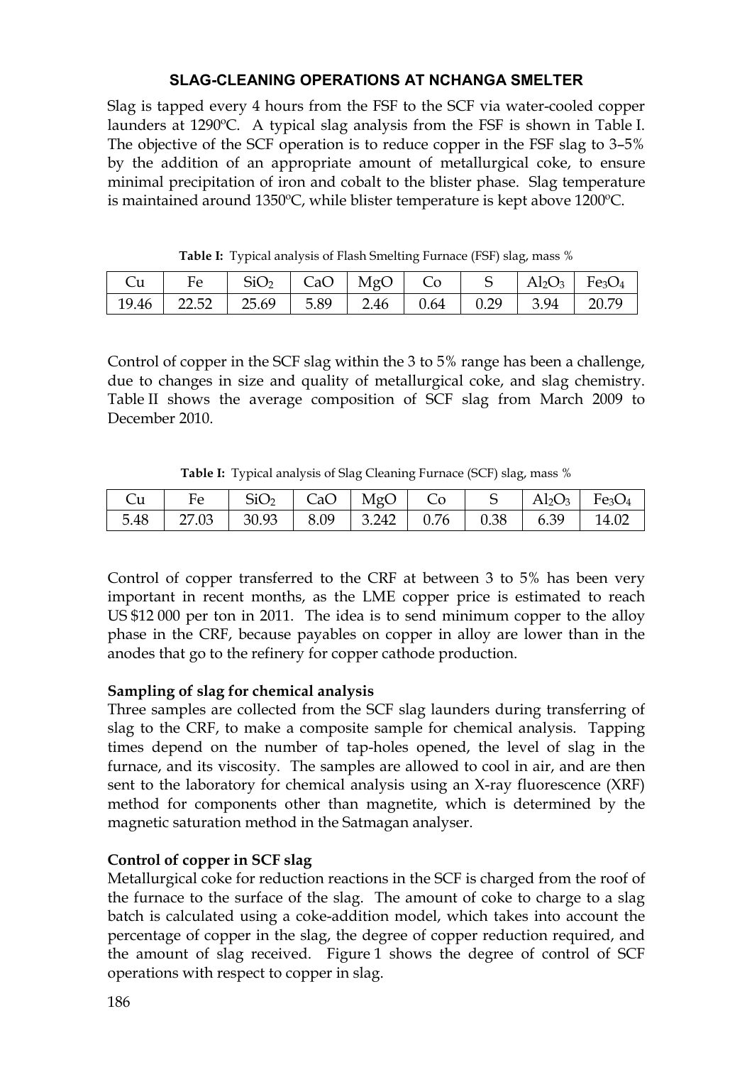## SLAG-CLEANING OPERATIONS AT NCHANGA SMELTER

Slag is tapped every 4 hours from the FSF to the SCF via water-cooled copper launders at 1290ºC. A typical slag analysis from the FSF is shown in Table I. The objective of the SCF operation is to reduce copper in the FSF slag to 3–5% by the addition of an appropriate amount of metallurgical coke, to ensure minimal precipitation of iron and cobalt to the blister phase. Slag temperature is maintained around 1350ºC, while blister temperature is kept above 1200ºC.

**Table I:** Typical analysis of Flash Smelting Furnace (FSF) slag, mass %

| Cu | Fe | $SiO_2$ | CaO | MgO | Co | S | $Al_2O_3$ | $Fe_3O_4$ |
|---|---|---|---|---|---|---|---|---|
| 19.46 | 22.52 | 25.69 | 5.89 | 2.46 | 0.64 | 0.29 | 3.94 | 20.79 |

Control of copper in the SCF slag within the 3 to 5% range has been a challenge, due to changes in size and quality of metallurgical coke, and slag chemistry. Table II shows the average composition of SCF slag from March 2009 to December 2010.

**Table I:** Typical analysis of Slag Cleaning Furnace (SCF) slag, mass %

| Cu | Fe | $SiO_2$ | CaO | MgO | Co | S | $Al_2O_3$ | $Fe_3O_4$ |
|---|---|---|---|---|---|---|---|---|
| 5.48 | 27.03 | 30.93 | 8.09 | 3.242 | 0.76 | 0.38 | 6.39 | 14.02 |

Control of copper transferred to the CRF at between 3 to 5% has been very important in recent months, as the LME copper price is estimated to reach US $12 000 per ton in 2011. The idea is to send minimum copper to the alloy phase in the CRF, because payables on copper in alloy are lower than in the anodes that go to the refinery for copper cathode production.

**Sampling of slag for chemical analysis**

Three samples are collected from the SCF slag launders during transferring of slag to the CRF, to make a composite sample for chemical analysis. Tapping times depend on the number of tap-holes opened, the level of slag in the furnace, and its viscosity. The samples are allowed to cool in air, and are then sent to the laboratory for chemical analysis using an X-ray fluorescence (XRF) method for components other than magnetite, which is determined by the magnetic saturation method in the Satmagan analyser.

**Control of copper in SCF slag**

Metallurgical coke for reduction reactions in the SCF is charged from the roof of the furnace to the surface of the slag. The amount of coke to charge to a slag batch is calculated using a coke-addition model, which takes into account the percentage of copper in the slag, the degree of copper reduction required, and the amount of slag received. Figure 1 shows the degree of control of SCF operations with respect to copper in slag.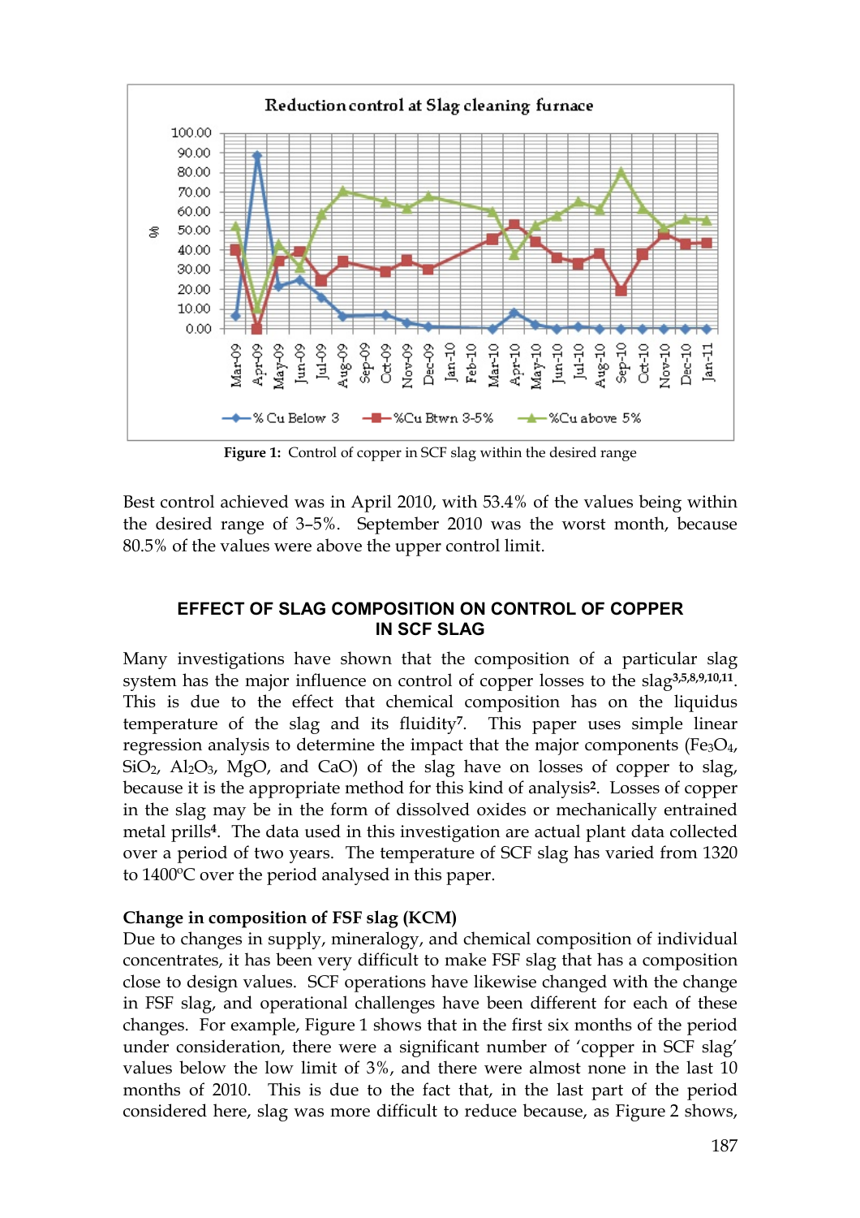Figure 1: Control of copper in SCF slag within the desired range

Best control achieved was in April 2010, with 53.4% of the values being within the desired range of 3–5%. September 2010 was the worst month, because 80.5% of the values were above the upper control limit.

## EFFECT OF SLAG COMPOSITION ON CONTROL OF COPPER IN SCF SLAG

Many investigations have shown that the composition of a particular slag system has the major influence on control of copper losses to the slag[3,5,8,9,10,11]. This is due to the effect that chemical composition has on the liquidus temperature of the slag and its fluidity[7]. This paper uses simple linear regression analysis to determine the impact that the major components ($Fe_3O_4$, $SiO_2$, $Al_2O_3$, MgO, and CaO) of the slag have on losses of copper to slag, because it is the appropriate method for this kind of analysis[2]. Losses of copper in the slag may be in the form of dissolved oxides or mechanically entrained metal prills[4]. The data used in this investigation are actual plant data collected over a period of two years. The temperature of SCF slag has varied from 1320 to 1400ºC over the period analysed in this paper.

### Change in composition of FSF slag (KCM)

Due to changes in supply, mineralogy, and chemical composition of individual concentrates, it has been very difficult to make FSF slag that has a composition close to design values. SCF operations have likewise changed with the change in FSF slag, and operational challenges have been different for each of these changes. For example, Figure 1 shows that in the first six months of the period under consideration, there were a significant number of 'copper in SCF slag' values below the low limit of 3%, and there were almost none in the last 10 months of 2010. This is due to the fact that, in the last part of the period considered here, slag was more difficult to reduce because, as Figure 2 shows,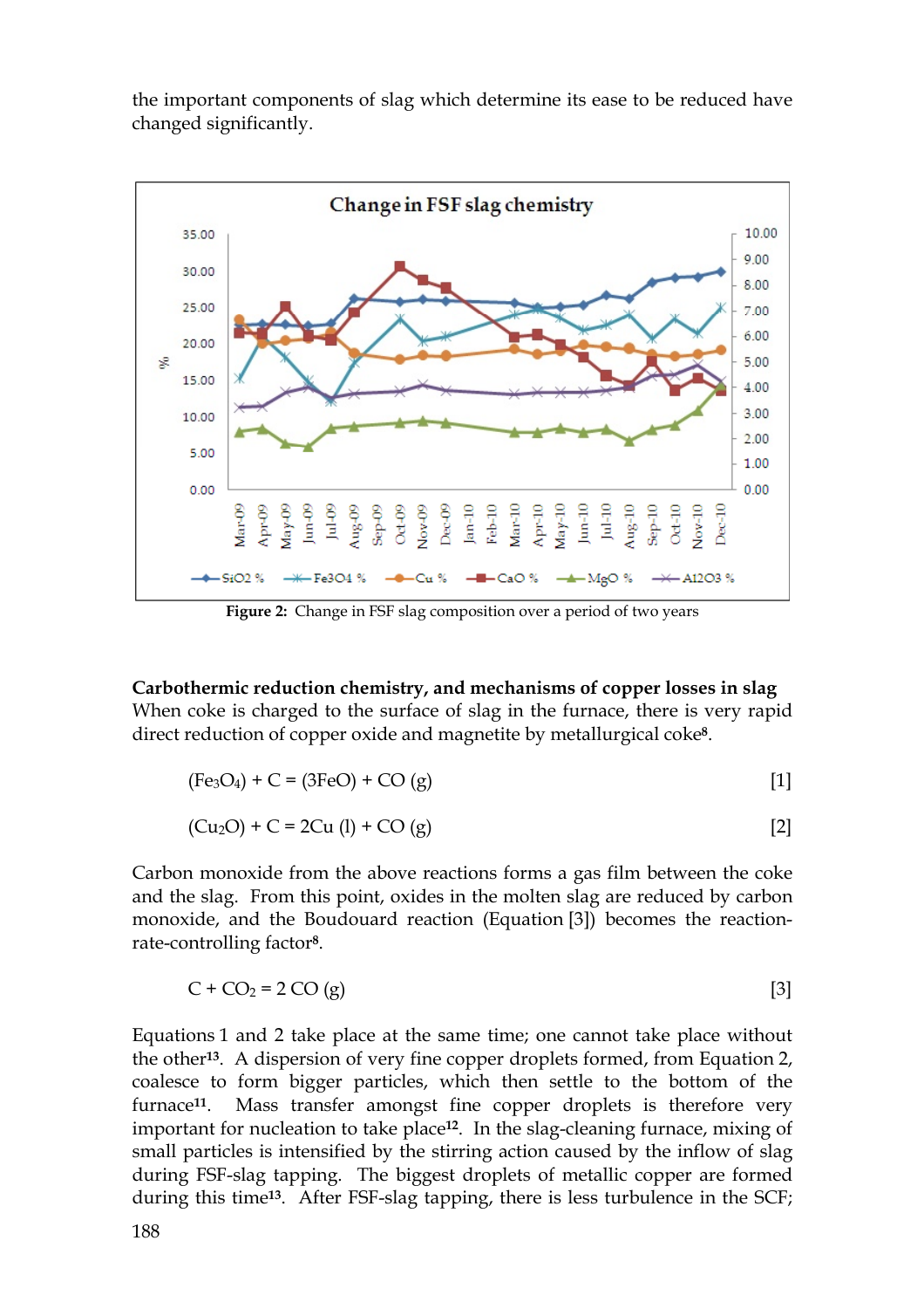the important components of slag which determine its ease to be reduced have changed significantly.

**Figure 2:** Change in FSF slag composition over a period of two years

## Carbothermic reduction chemistry, and mechanisms of copper losses in slag

When coke is charged to the surface of slag in the furnace, there is very rapid direct reduction of copper oxide and magnetite by metallurgical coke[8].

$$(Fe_3O_4) + C = (3FeO) + CO\ (g) \qquad [1]$$

$$(Cu_2O) + C = 2Cu\ (l) + CO\ (g) \qquad [2]$$

Carbon monoxide from the above reactions forms a gas film between the coke and the slag. From this point, oxides in the molten slag are reduced by carbon monoxide, and the Boudouard reaction (Equation [3]) becomes the reaction-rate-controlling factor[8].

$$C + CO_2 = 2\ CO\ (g) \qquad [3]$$

Equations 1 and 2 take place at the same time; one cannot take place without the other[13]. A dispersion of very fine copper droplets formed, from Equation 2, coalesce to form bigger particles, which then settle to the bottom of the furnace[11]. Mass transfer amongst fine copper droplets is therefore very important for nucleation to take place[12]. In the slag-cleaning furnace, mixing of small particles is intensified by the stirring action caused by the inflow of slag during FSF-slag tapping. The biggest droplets of metallic copper are formed during this time[13]. After FSF-slag tapping, there is less turbulence in the SCF;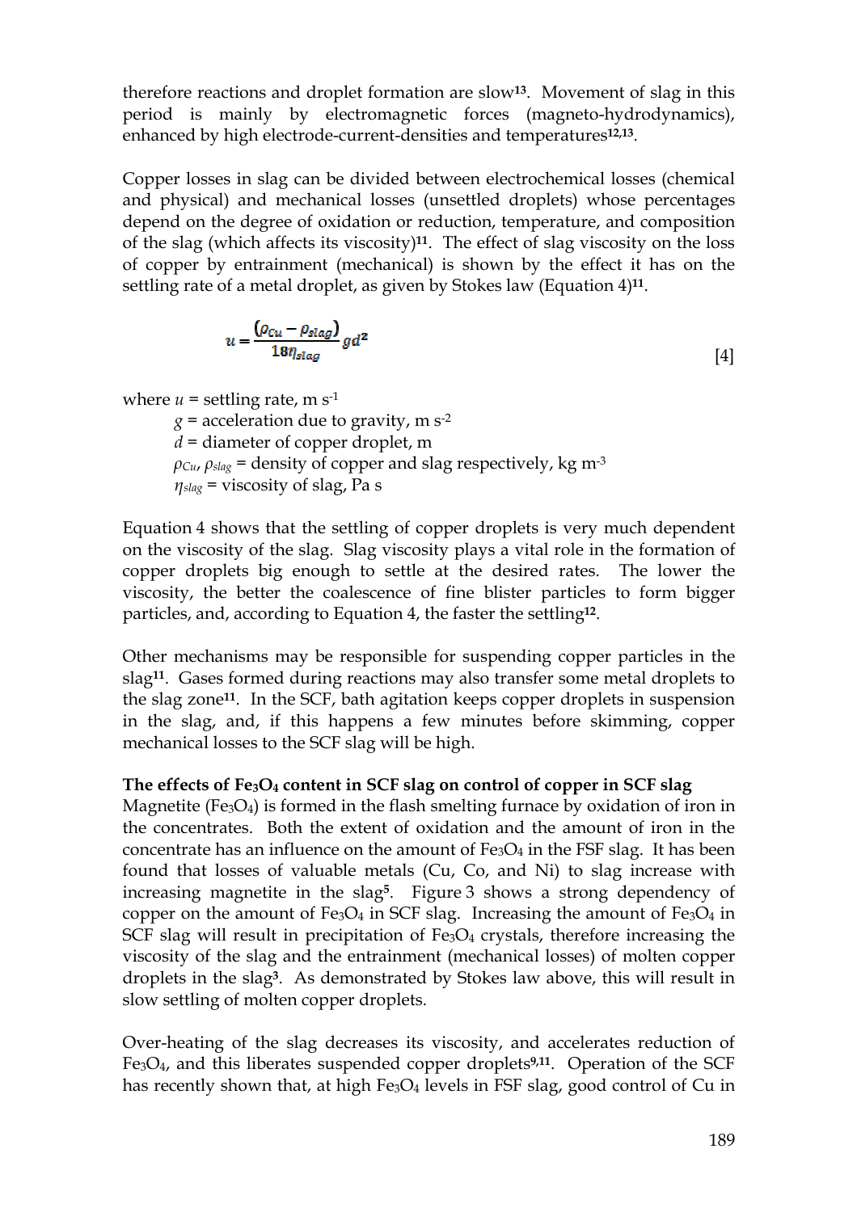therefore reactions and droplet formation are slow[13]. Movement of slag in this period is mainly by electromagnetic forces (magneto-hydrodynamics), enhanced by high electrode-current-densities and temperatures[12,13].

Copper losses in slag can be divided between electrochemical losses (chemical and physical) and mechanical losses (unsettled droplets) whose percentages depend on the degree of oxidation or reduction, temperature, and composition of the slag (which affects its viscosity)[11]. The effect of slag viscosity on the loss of copper by entrainment (mechanical) is shown by the effect it has on the settling rate of a metal droplet, as given by Stokes law (Equation 4)[11].

$$u = \frac{(\rho_{Cu} - \rho_{slag})}{18\eta_{slag}} g d^2 \qquad [4]$$

where $u$ = settling rate, m s$^{-1}$
$g$ = acceleration due to gravity, m s$^{-2}$
$d$ = diameter of copper droplet, m
$\rho_{Cu}$, $\rho_{slag}$ = density of copper and slag respectively, kg m$^{-3}$
$\eta_{slag}$ = viscosity of slag, Pa s

Equation 4 shows that the settling of copper droplets is very much dependent on the viscosity of the slag. Slag viscosity plays a vital role in the formation of copper droplets big enough to settle at the desired rates. The lower the viscosity, the better the coalescence of fine blister particles to form bigger particles, and, according to Equation 4, the faster the settling[12].

Other mechanisms may be responsible for suspending copper particles in the slag[11]. Gases formed during reactions may also transfer some metal droplets to the slag zone[11]. In the SCF, bath agitation keeps copper droplets in suspension in the slag, and, if this happens a few minutes before skimming, copper mechanical losses to the SCF slag will be high.

**The effects of $Fe_3O_4$ content in SCF slag on control of copper in SCF slag**

Magnetite ($Fe_3O_4$) is formed in the flash smelting furnace by oxidation of iron in the concentrates. Both the extent of oxidation and the amount of iron in the concentrate has an influence on the amount of $Fe_3O_4$ in the FSF slag. It has been found that losses of valuable metals (Cu, Co, and Ni) to slag increase with increasing magnetite in the slag[5]. Figure 3 shows a strong dependency of copper on the amount of $Fe_3O_4$ in SCF slag. Increasing the amount of $Fe_3O_4$ in SCF slag will result in precipitation of $Fe_3O_4$ crystals, therefore increasing the viscosity of the slag and the entrainment (mechanical losses) of molten copper droplets in the slag[3]. As demonstrated by Stokes law above, this will result in slow settling of molten copper droplets.

Over-heating of the slag decreases its viscosity, and accelerates reduction of $Fe_3O_4$, and this liberates suspended copper droplets[9,11]. Operation of the SCF has recently shown that, at high $Fe_3O_4$ levels in FSF slag, good control of Cu in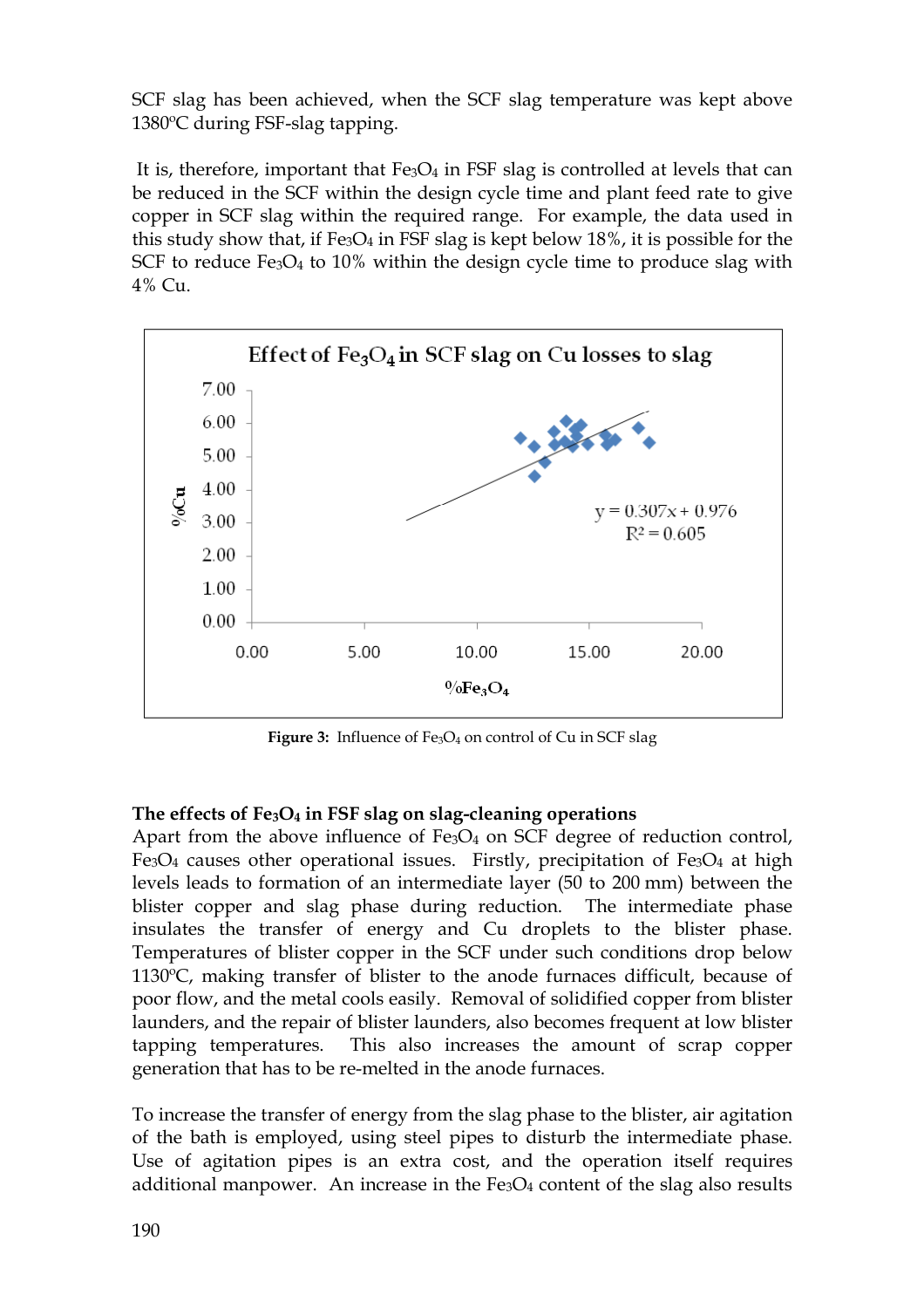SCF slag has been achieved, when the SCF slag temperature was kept above 1380ºC during FSF-slag tapping.

It is, therefore, important that $Fe_3O_4$ in FSF slag is controlled at levels that can be reduced in the SCF within the design cycle time and plant feed rate to give copper in SCF slag within the required range. For example, the data used in this study show that, if $Fe_3O_4$ in FSF slag is kept below 18%, it is possible for the SCF to reduce $Fe_3O_4$ to 10% within the design cycle time to produce slag with 4% Cu.

**Figure 3:** Influence of $Fe_3O_4$ on control of Cu in SCF slag

**The effects of $Fe_3O_4$ in FSF slag on slag-cleaning operations**

Apart from the above influence of $Fe_3O_4$ on SCF degree of reduction control, $Fe_3O_4$ causes other operational issues. Firstly, precipitation of $Fe_3O_4$ at high levels leads to formation of an intermediate layer (50 to 200 mm) between the blister copper and slag phase during reduction. The intermediate phase insulates the transfer of energy and Cu droplets to the blister phase. Temperatures of blister copper in the SCF under such conditions drop below 1130ºC, making transfer of blister to the anode furnaces difficult, because of poor flow, and the metal cools easily. Removal of solidified copper from blister launders, and the repair of blister launders, also becomes frequent at low blister tapping temperatures. This also increases the amount of scrap copper generation that has to be re-melted in the anode furnaces.

To increase the transfer of energy from the slag phase to the blister, air agitation of the bath is employed, using steel pipes to disturb the intermediate phase. Use of agitation pipes is an extra cost, and the operation itself requires additional manpower. An increase in the $Fe_3O_4$ content of the slag also results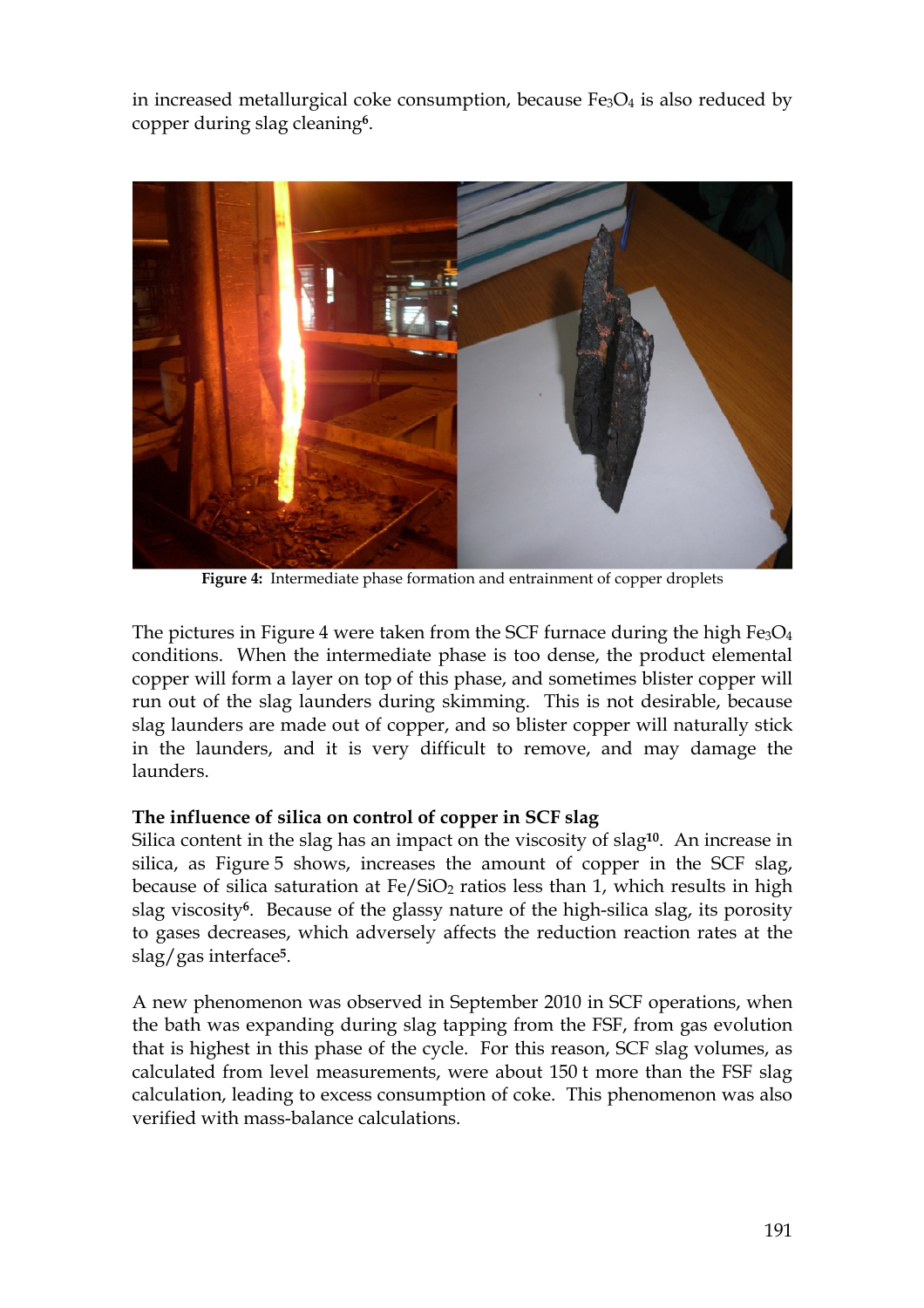in increased metallurgical coke consumption, because $Fe_3O_4$ is also reduced by copper during slag cleaning[6].

**Figure 4:** Intermediate phase formation and entrainment of copper droplets

The pictures in Figure 4 were taken from the SCF furnace during the high $Fe_3O_4$ conditions. When the intermediate phase is too dense, the product elemental copper will form a layer on top of this phase, and sometimes blister copper will run out of the slag launders during skimming. This is not desirable, because slag launders are made out of copper, and so blister copper will naturally stick in the launders, and it is very difficult to remove, and may damage the launders.

**The influence of silica on control of copper in SCF slag**

Silica content in the slag has an impact on the viscosity of slag[10]. An increase in silica, as Figure 5 shows, increases the amount of copper in the SCF slag, because of silica saturation at $Fe/SiO_2$ ratios less than 1, which results in high slag viscosity[6]. Because of the glassy nature of the high-silica slag, its porosity to gases decreases, which adversely affects the reduction reaction rates at the slag/gas interface[5].

A new phenomenon was observed in September 2010 in SCF operations, when the bath was expanding during slag tapping from the FSF, from gas evolution that is highest in this phase of the cycle. For this reason, SCF slag volumes, as calculated from level measurements, were about 150 t more than the FSF slag calculation, leading to excess consumption of coke. This phenomenon was also verified with mass-balance calculations.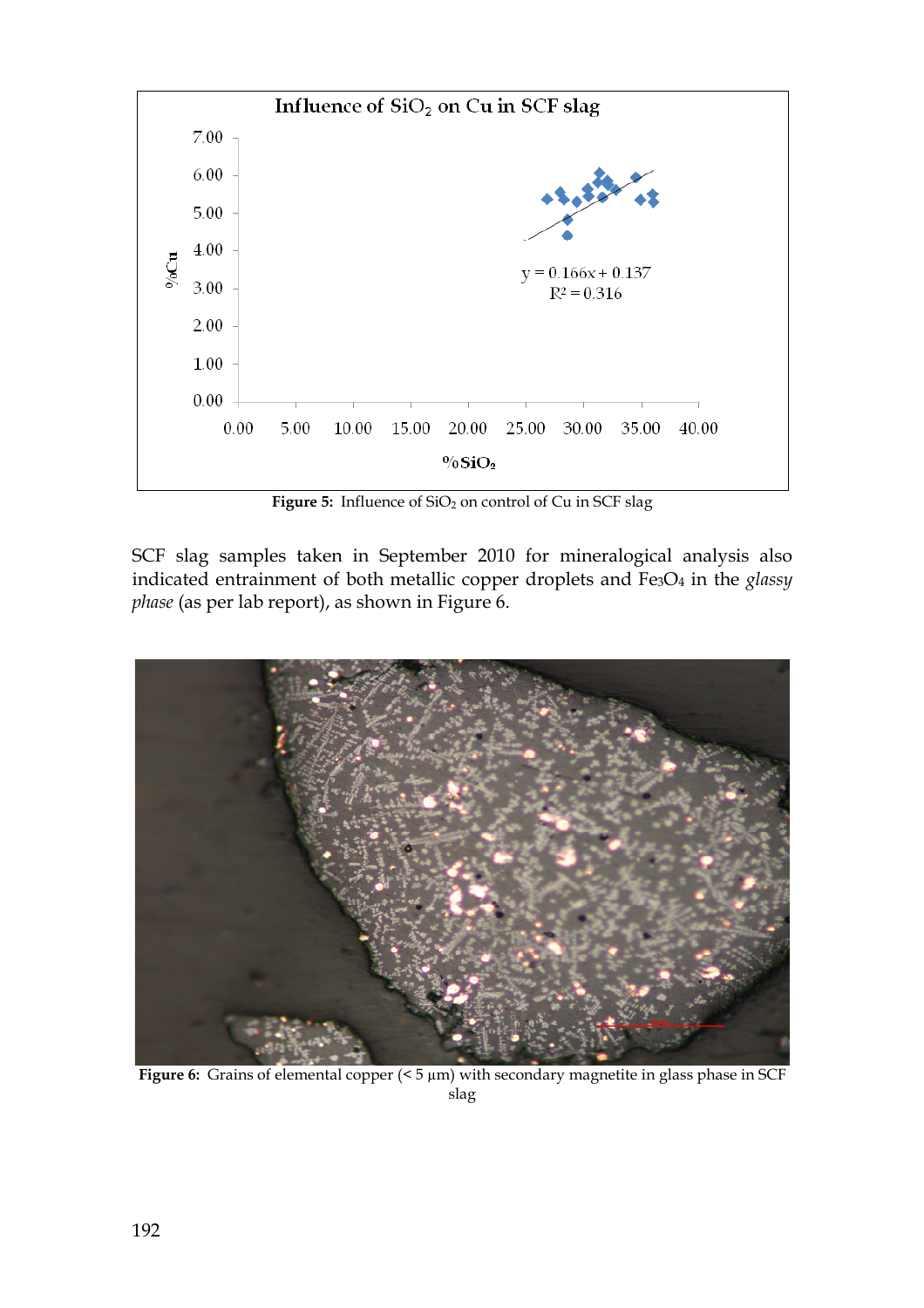**Figure 5:** Influence of $SiO_2$ on control of Cu in SCF slag

SCF slag samples taken in September 2010 for mineralogical analysis also indicated entrainment of both metallic copper droplets and $Fe_3O_4$ in the *glassy phase* (as per lab report), as shown in Figure 6.

**Figure 6:** Grains of elemental copper (< 5 µm) with secondary magnetite in glass phase in SCF slag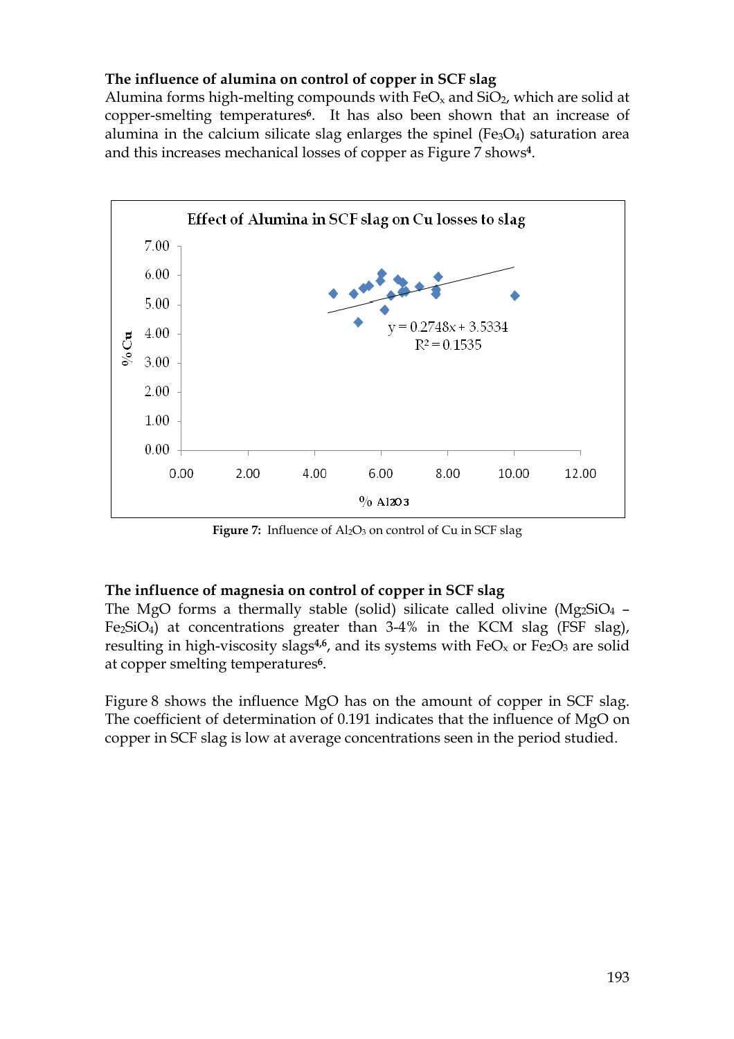**The influence of alumina on control of copper in SCF slag**

Alumina forms high-melting compounds with $FeO_x$ and $SiO_2$, which are solid at copper-smelting temperatures[6]. It has also been shown that an increase of alumina in the calcium silicate slag enlarges the spinel ($Fe_3O_4$) saturation area and this increases mechanical losses of copper as Figure 7 shows[4].

**Figure 7:** Influence of $Al_2O_3$ on control of Cu in SCF slag

**The influence of magnesia on control of copper in SCF slag**

The MgO forms a thermally stable (solid) silicate called olivine ($Mg_2SiO_4$ – $Fe_2SiO_4$) at concentrations greater than 3-4% in the KCM slag (FSF slag), resulting in high-viscosity slags[4,6], and its systems with $FeO_x$ or $Fe_2O_3$ are solid at copper smelting temperatures[6].

Figure 8 shows the influence MgO has on the amount of copper in SCF slag. The coefficient of determination of 0.191 indicates that the influence of MgO on copper in SCF slag is low at average concentrations seen in the period studied.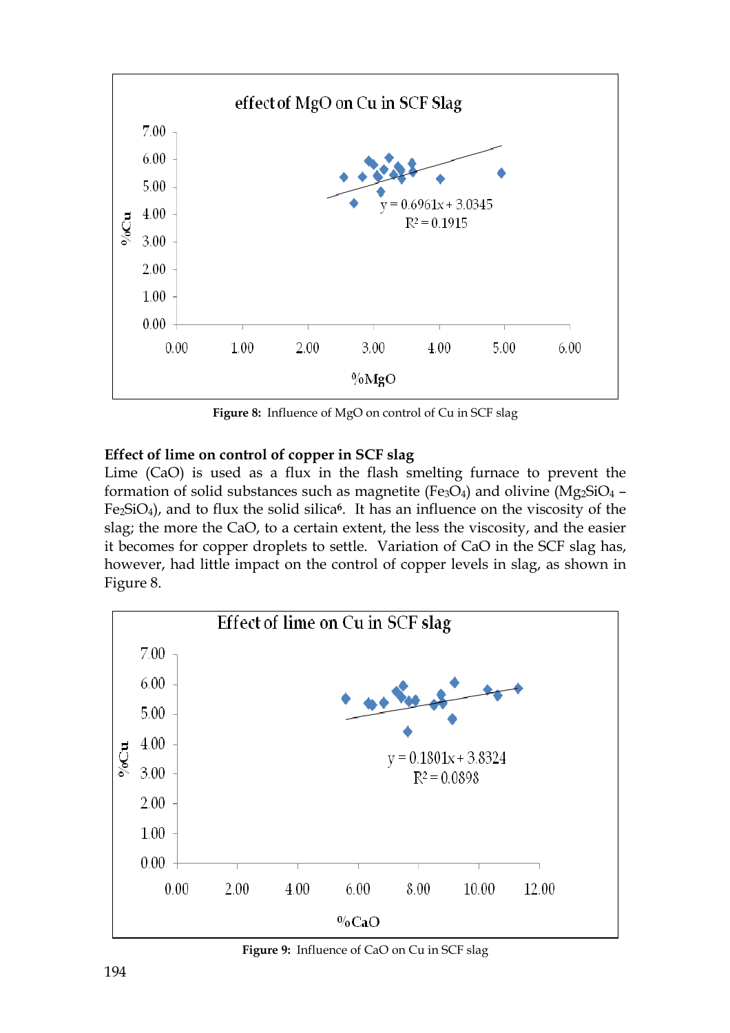**Figure 8:** Influence of MgO on control of Cu in SCF slag

### Effect of lime on control of copper in SCF slag

Lime (CaO) is used as a flux in the flash smelting furnace to prevent the formation of solid substances such as magnetite ($Fe_3O_4$) and olivine ($Mg_2SiO_4$ – $Fe_2SiO_4$), and to flux the solid silica[6]. It has an influence on the viscosity of the slag; the more the CaO, to a certain extent, the less the viscosity, and the easier it becomes for copper droplets to settle. Variation of CaO in the SCF slag has, however, had little impact on the control of copper levels in slag, as shown in Figure 8.

**Figure 9:** Influence of CaO on Cu in SCF slag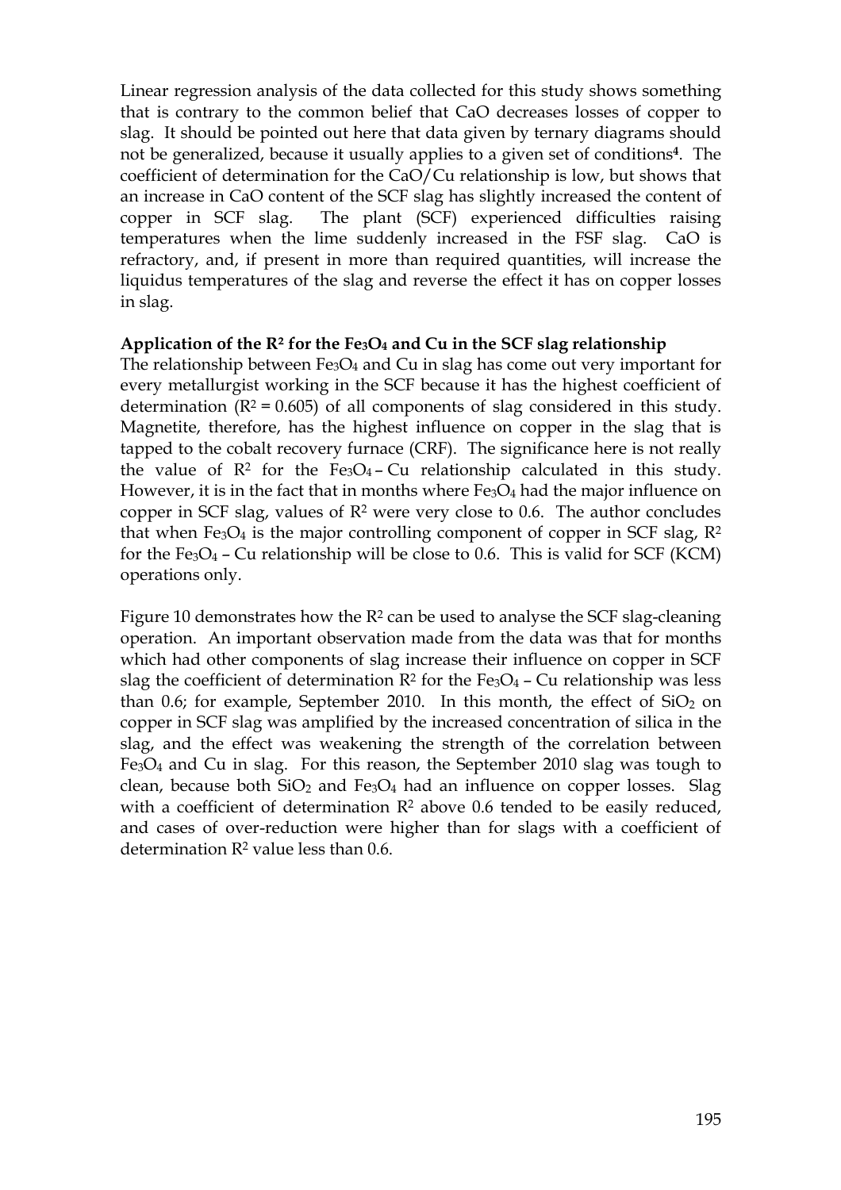Linear regression analysis of the data collected for this study shows something that is contrary to the common belief that CaO decreases losses of copper to slag. It should be pointed out here that data given by ternary diagrams should not be generalized, because it usually applies to a given set of conditions[4]. The coefficient of determination for the CaO/Cu relationship is low, but shows that an increase in CaO content of the SCF slag has slightly increased the content of copper in SCF slag. The plant (SCF) experienced difficulties raising temperatures when the lime suddenly increased in the FSF slag. CaO is refractory, and, if present in more than required quantities, will increase the liquidus temperatures of the slag and reverse the effect it has on copper losses in slag.

**Application of the $R^2$ for the $Fe_3O_4$ and Cu in the SCF slag relationship**

The relationship between $Fe_3O_4$ and Cu in slag has come out very important for every metallurgist working in the SCF because it has the highest coefficient of determination ($R^2 = 0.605$) of all components of slag considered in this study. Magnetite, therefore, has the highest influence on copper in the slag that is tapped to the cobalt recovery furnace (CRF). The significance here is not really the value of $R^2$ for the $Fe_3O_4$ – Cu relationship calculated in this study. However, it is in the fact that in months where $Fe_3O_4$ had the major influence on copper in SCF slag, values of $R^2$ were very close to 0.6. The author concludes that when $Fe_3O_4$ is the major controlling component of copper in SCF slag, $R^2$ for the $Fe_3O_4$ – Cu relationship will be close to 0.6. This is valid for SCF (KCM) operations only.

Figure 10 demonstrates how the $R^2$ can be used to analyse the SCF slag-cleaning operation. An important observation made from the data was that for months which had other components of slag increase their influence on copper in SCF slag the coefficient of determination $R^2$ for the $Fe_3O_4$ – Cu relationship was less than 0.6; for example, September 2010. In this month, the effect of $SiO_2$ on copper in SCF slag was amplified by the increased concentration of silica in the slag, and the effect was weakening the strength of the correlation between $Fe_3O_4$ and Cu in slag. For this reason, the September 2010 slag was tough to clean, because both $SiO_2$ and $Fe_3O_4$ had an influence on copper losses. Slag with a coefficient of determination $R^2$ above 0.6 tended to be easily reduced, and cases of over-reduction were higher than for slags with a coefficient of determination $R^2$ value less than 0.6.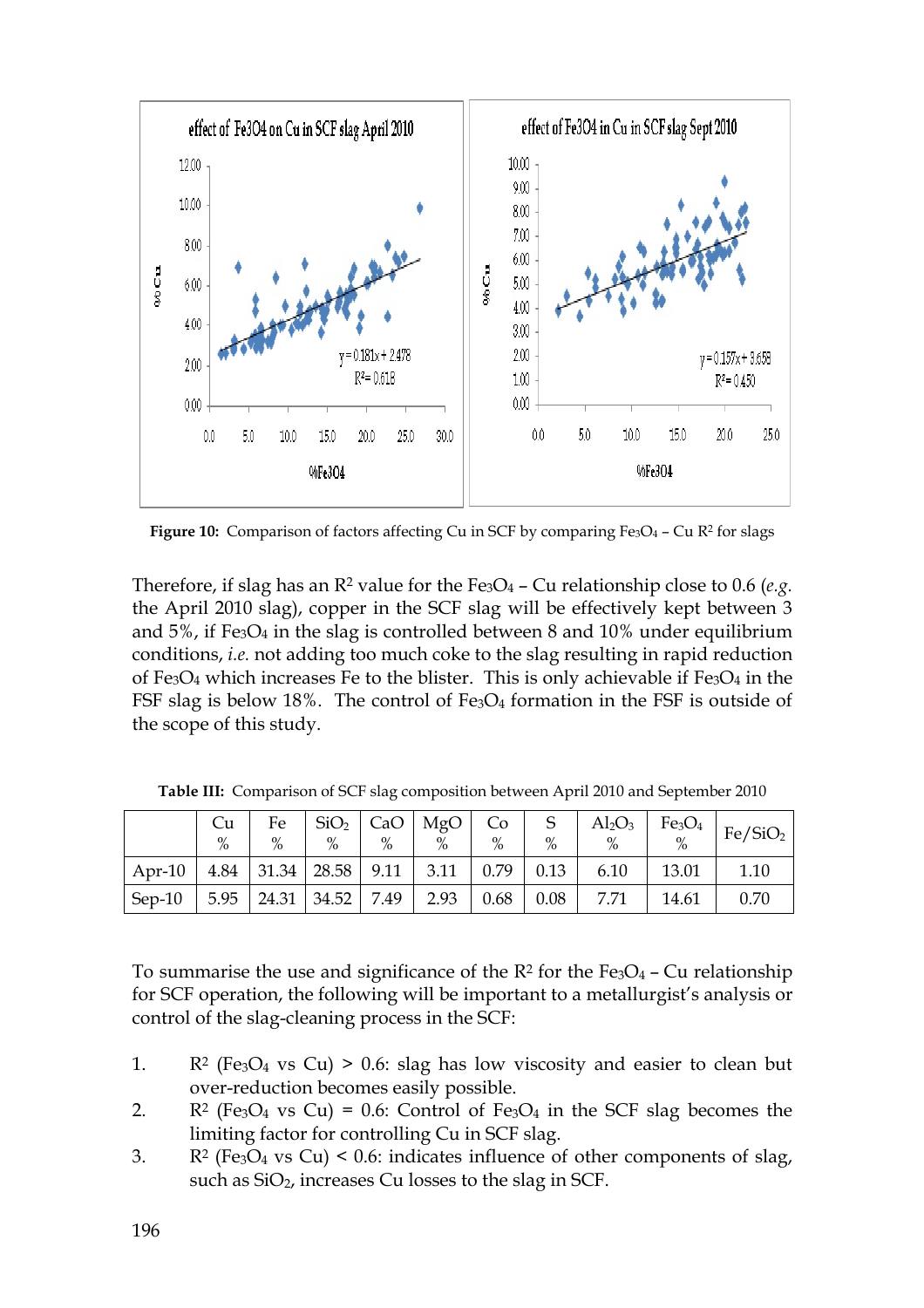**Figure 10:** Comparison of factors affecting Cu in SCF by comparing $Fe_3O_4$ – Cu $R^2$ for slags

Therefore, if slag has an $R^2$ value for the $Fe_3O_4$ – Cu relationship close to 0.6 (*e.g.* the April 2010 slag), copper in the SCF slag will be effectively kept between 3 and 5%, if $Fe_3O_4$ in the slag is controlled between 8 and 10% under equilibrium conditions, *i.e.* not adding too much coke to the slag resulting in rapid reduction of $Fe_3O_4$ which increases Fe to the blister. This is only achievable if $Fe_3O_4$ in the FSF slag is below 18%. The control of $Fe_3O_4$ formation in the FSF is outside of the scope of this study.

**Table III:** Comparison of SCF slag composition between April 2010 and September 2010

| | Cu % | Fe % | $SiO_2$ % | CaO % | MgO % | Co % | S % | $Al_2O_3$ % | $Fe_3O_4$ % | $Fe/SiO_2$ |
|---|---|---|---|---|---|---|---|---|---|---|
| Apr-10 | 4.84 | 31.34 | 28.58 | 9.11 | 3.11 | 0.79 | 0.13 | 6.10 | 13.01 | 1.10 |
| Sep-10 | 5.95 | 24.31 | 34.52 | 7.49 | 2.93 | 0.68 | 0.08 | 7.71 | 14.61 | 0.70 |

To summarise the use and significance of the $R^2$ for the $Fe_3O_4$ – Cu relationship for SCF operation, the following will be important to a metallurgist's analysis or control of the slag-cleaning process in the SCF:

1. $R^2$ ($Fe_3O_4$ vs Cu) > 0.6: slag has low viscosity and easier to clean but over-reduction becomes easily possible.
2. $R^2$ ($Fe_3O_4$ vs Cu) = 0.6: Control of $Fe_3O_4$ in the SCF slag becomes the limiting factor for controlling Cu in SCF slag.
3. $R^2$ ($Fe_3O_4$ vs Cu) < 0.6: indicates influence of other components of slag, such as $SiO_2$, increases Cu losses to the slag in SCF.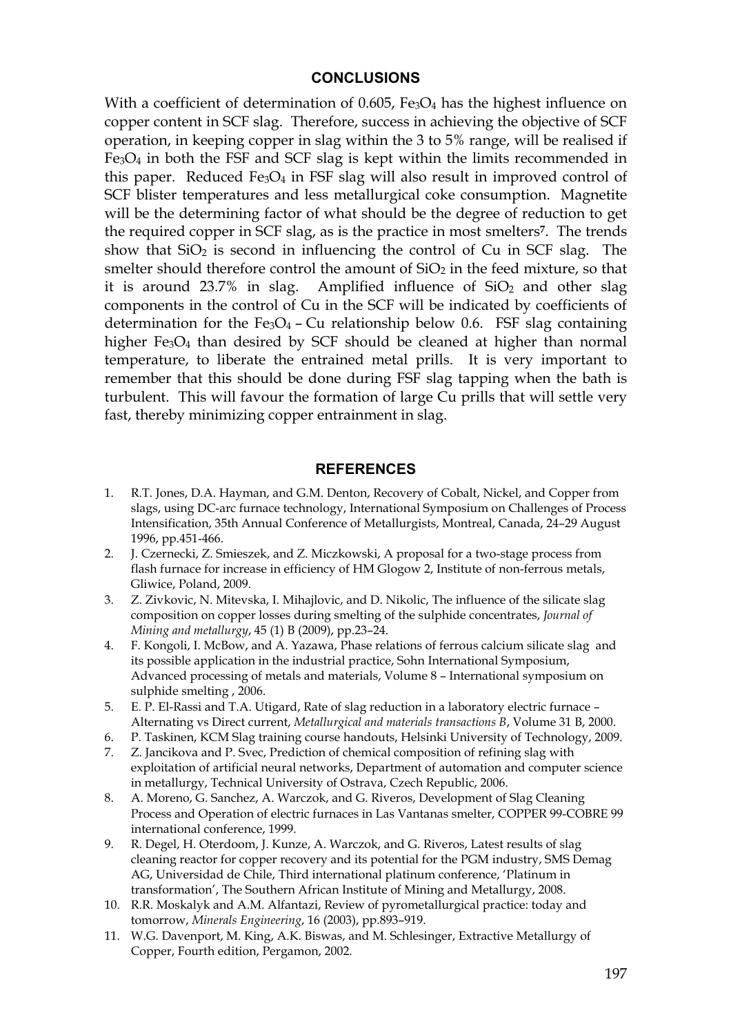## CONCLUSIONS

With a coefficient of determination of 0.605, $Fe_3O_4$ has the highest influence on copper content in SCF slag. Therefore, success in achieving the objective of SCF operation, in keeping copper in slag within the 3 to 5% range, will be realised if $Fe_3O_4$ in both the FSF and SCF slag is kept within the limits recommended in this paper. Reduced $Fe_3O_4$ in FSF slag will also result in improved control of SCF blister temperatures and less metallurgical coke consumption. Magnetite will be the determining factor of what should be the degree of reduction to get the required copper in SCF slag, as is the practice in most smelters[7]. The trends show that $SiO_2$ is second in influencing the control of Cu in SCF slag. The smelter should therefore control the amount of $SiO_2$ in the feed mixture, so that it is around 23.7% in slag. Amplified influence of $SiO_2$ and other slag components in the control of Cu in the SCF will be indicated by coefficients of determination for the $Fe_3O_4$ – Cu relationship below 0.6. FSF slag containing higher $Fe_3O_4$ than desired by SCF should be cleaned at higher than normal temperature, to liberate the entrained metal prills. It is very important to remember that this should be done during FSF slag tapping when the bath is turbulent. This will favour the formation of large Cu prills that will settle very fast, thereby minimizing copper entrainment in slag.

## REFERENCES

1. R.T. Jones, D.A. Hayman, and G.M. Denton, Recovery of Cobalt, Nickel, and Copper from slags, using DC-arc furnace technology, International Symposium on Challenges of Process Intensification, 35th Annual Conference of Metallurgists, Montreal, Canada, 24–29 August 1996, pp.451-466.
2. J. Czernecki, Z. Smieszek, and Z. Miczkowski, A proposal for a two-stage process from flash furnace for increase in efficiency of HM Glogow 2, Institute of non-ferrous metals, Gliwice, Poland, 2009.
3. Z. Zivkovic, N. Mitevska, I. Mihajlovic, and D. Nikolic, The influence of the silicate slag composition on copper losses during smelting of the sulphide concentrates, *Journal of Mining and metallurgy*, 45 (1) B (2009), pp.23–24.
4. F. Kongoli, I. McBow, and A. Yazawa, Phase relations of ferrous calcium silicate slag and its possible application in the industrial practice, Sohn International Symposium, Advanced processing of metals and materials, Volume 8 – International symposium on sulphide smelting , 2006.
5. E. P. El-Rassi and T.A. Utigard, Rate of slag reduction in a laboratory electric furnace – Alternating vs Direct current, *Metallurgical and materials transactions B*, Volume 31 B, 2000.
6. P. Taskinen, KCM Slag training course handouts, Helsinki University of Technology, 2009.
7. Z. Jancikova and P. Svec, Prediction of chemical composition of refining slag with exploitation of artificial neural networks, Department of automation and computer science in metallurgy, Technical University of Ostrava, Czech Republic, 2006.
8. A. Moreno, G. Sanchez, A. Warczok, and G. Riveros, Development of Slag Cleaning Process and Operation of electric furnaces in Las Vantanas smelter, COPPER 99-COBRE 99 international conference, 1999.
9. R. Degel, H. Oterdoom, J. Kunze, A. Warczok, and G. Riveros, Latest results of slag cleaning reactor for copper recovery and its potential for the PGM industry, SMS Demag AG, Universidad de Chile, Third international platinum conference, 'Platinum in transformation', The Southern African Institute of Mining and Metallurgy, 2008.
10. R.R. Moskalyk and A.M. Alfantazi, Review of pyrometallurgical practice: today and tomorrow, *Minerals Engineering*, 16 (2003), pp.893–919.
11. W.G. Davenport, M. King, A.K. Biswas, and M. Schlesinger, Extractive Metallurgy of Copper, Fourth edition, Pergamon, 2002.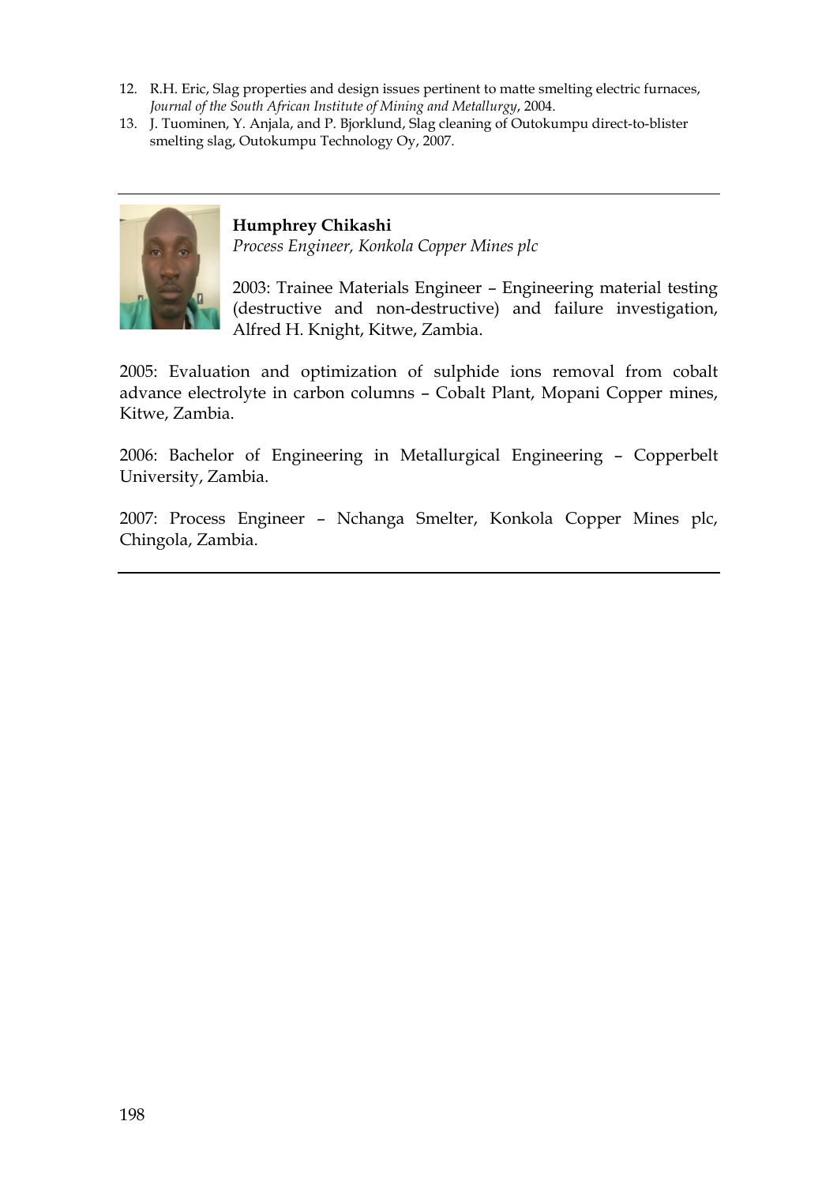12. R.H. Eric, Slag properties and design issues pertinent to matte smelting electric furnaces, *Journal of the South African Institute of Mining and Metallurgy*, 2004.
13. J. Tuominen, Y. Anjala, and P. Bjorklund, Slag cleaning of Outokumpu direct-to-blister smelting slag, Outokumpu Technology Oy, 2007.

---

**Humphrey Chikashi**
*Process Engineer, Konkola Copper Mines plc*

2003: Trainee Materials Engineer – Engineering material testing (destructive and non-destructive) and failure investigation, Alfred H. Knight, Kitwe, Zambia.

2005: Evaluation and optimization of sulphide ions removal from cobalt advance electrolyte in carbon columns – Cobalt Plant, Mopani Copper mines, Kitwe, Zambia.

2006: Bachelor of Engineering in Metallurgical Engineering – Copperbelt University, Zambia.

2007: Process Engineer – Nchanga Smelter, Konkola Copper Mines plc, Chingola, Zambia.

---